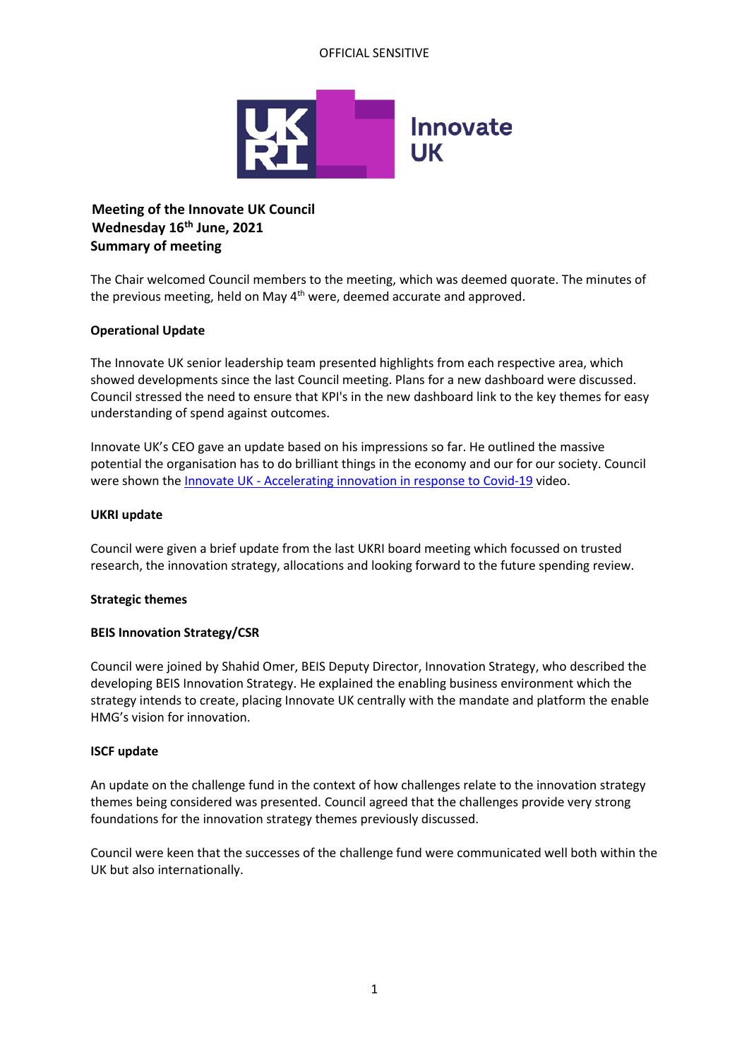OFFICIAL SENSITIVE

**Meeting of the Innovate UK Council**
**Wednesday 16th June, 2021**
**Summary of meeting**

The Chair welcomed Council members to the meeting, which was deemed quorate. The minutes of the previous meeting, held on May 4th were, deemed accurate and approved.

**Operational Update**

The Innovate UK senior leadership team presented highlights from each respective area, which showed developments since the last Council meeting. Plans for a new dashboard were discussed. Council stressed the need to ensure that KPI's in the new dashboard link to the key themes for easy understanding of spend against outcomes.

Innovate UK's CEO gave an update based on his impressions so far. He outlined the massive potential the organisation has to do brilliant things in the economy and our for our society. Council were shown the Innovate UK - Accelerating innovation in response to Covid-19 video.

**UKRI update**

Council were given a brief update from the last UKRI board meeting which focussed on trusted research, the innovation strategy, allocations and looking forward to the future spending review.

**Strategic themes**

**BEIS Innovation Strategy/CSR**

Council were joined by Shahid Omer, BEIS Deputy Director, Innovation Strategy, who described the developing BEIS Innovation Strategy. He explained the enabling business environment which the strategy intends to create, placing Innovate UK centrally with the mandate and platform the enable HMG's vision for innovation.

**ISCF update**

An update on the challenge fund in the context of how challenges relate to the innovation strategy themes being considered was presented. Council agreed that the challenges provide very strong foundations for the innovation strategy themes previously discussed.

Council were keen that the successes of the challenge fund were communicated well both within the UK but also internationally.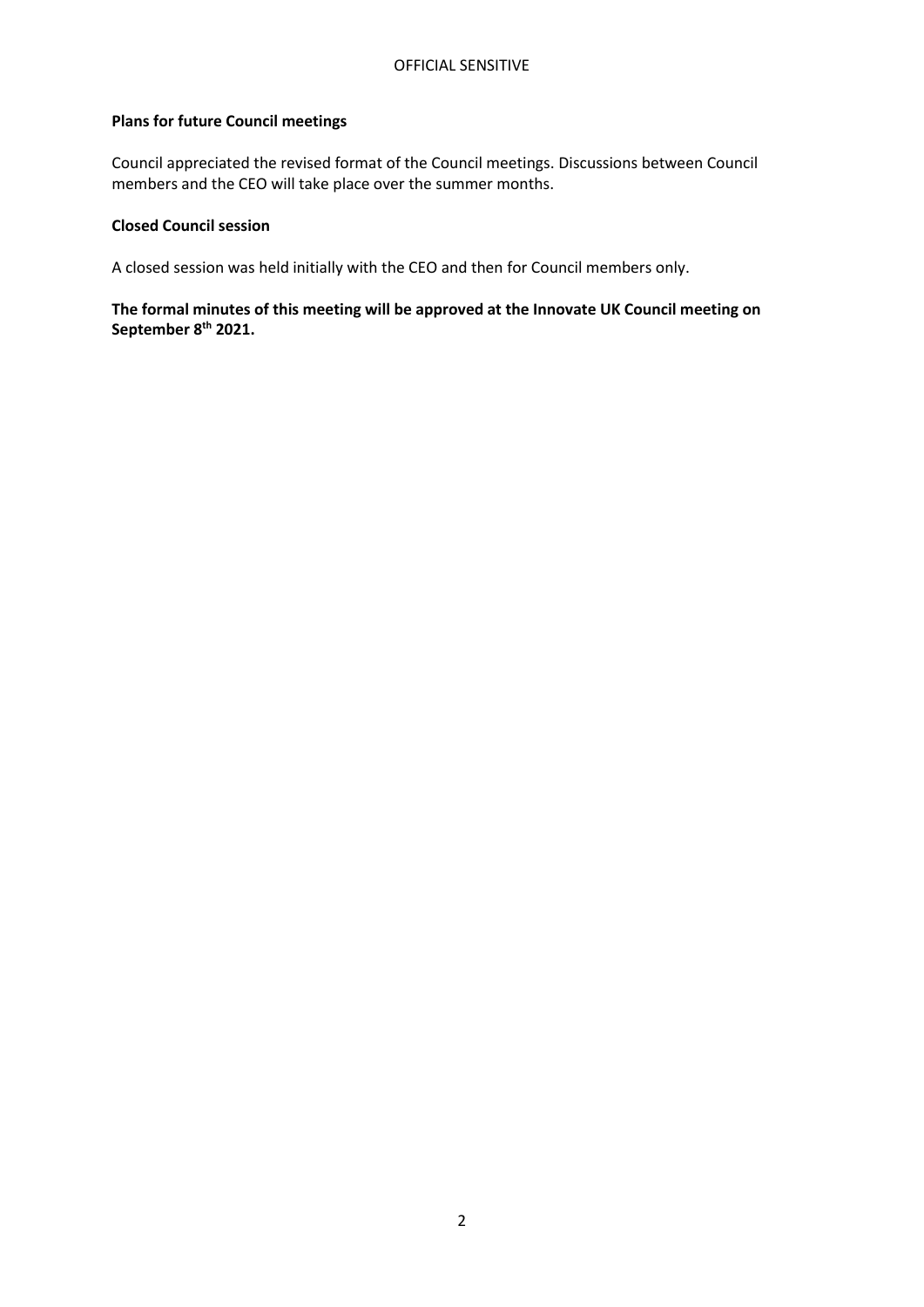**Plans for future Council meetings**

Council appreciated the revised format of the Council meetings. Discussions between Council members and the CEO will take place over the summer months.

**Closed Council session**

A closed session was held initially with the CEO and then for Council members only.

**The formal minutes of this meeting will be approved at the Innovate UK Council meeting on September 8th 2021.**